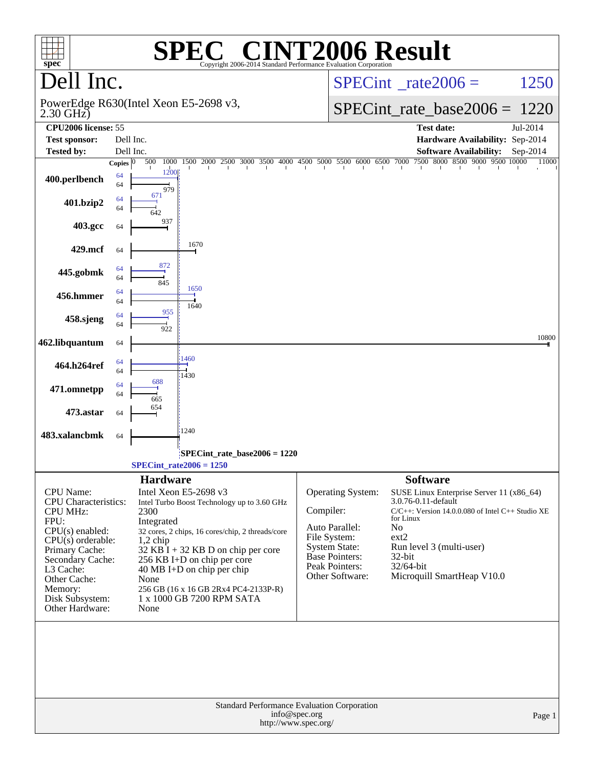# SPEC® CINT2006 Result

Copyright 2006-2014 Standard Performance Evaluation Corporation

## Dell Inc.

PowerEdge R630(Intel Xeon E5-2698 v3, 2.30 GHz)

SPECint_rate2006 = 1250

SPECint_rate_base2006 = 1220

| | | | |
|---|---|---|---|
| **CPU2006 license:** | 55 | **Test date:** | Jul-2014 |
| **Test sponsor:** | Dell Inc. | **Hardware Availability:** | Sep-2014 |
| **Tested by:** | Dell Inc. | **Software Availability:** | Sep-2014 |

| Benchmark | Copies (peak) | Peak | Copies (base) | Base |
|---|---|---|---|---|
| 400.perlbench | 64 | 1200 | 64 | 979 |
| 401.bzip2 | 64 | 671 | 64 | 642 |
| 403.gcc | | | 64 | 937 |
| 429.mcf | | | 64 | 1670 |
| 445.gobmk | 64 | 872 | 64 | 845 |
| 456.hmmer | 64 | 1650 | 64 | 1640 |
| 458.sjeng | 64 | 955 | 64 | 922 |
| 462.libquantum | | | 64 | 10800 |
| 464.h264ref | 64 | 1460 | 64 | 1430 |
| 471.omnetpp | 64 | 688 | 64 | 665 |
| 473.astar | | | 64 | 654 |
| 483.xalancbmk | | | 64 | 1240 |

SPECint_rate_base2006 = 1220

SPECint_rate2006 = 1250

## Hardware

| | |
|---|---|
| CPU Name: | Intel Xeon E5-2698 v3 |
| CPU Characteristics: | Intel Turbo Boost Technology up to 3.60 GHz |
| CPU MHz: | 2300 |
| FPU: | Integrated |
| CPU(s) enabled: | 32 cores, 2 chips, 16 cores/chip, 2 threads/core |
| CPU(s) orderable: | 1,2 chip |
| Primary Cache: | 32 KB I + 32 KB D on chip per core |
| Secondary Cache: | 256 KB I+D on chip per core |
| L3 Cache: | 40 MB I+D on chip per chip |
| Other Cache: | None |
| Memory: | 256 GB (16 x 16 GB 2Rx4 PC4-2133P-R) |
| Disk Subsystem: | 1 x 1000 GB 7200 RPM SATA |
| Other Hardware: | None |

## Software

| | |
|---|---|
| Operating System: | SUSE Linux Enterprise Server 11 (x86_64) 3.0.76-0.11-default |
| Compiler: | C/C++: Version 14.0.0.080 of Intel C++ Studio XE for Linux |
| Auto Parallel: | No |
| File System: | ext2 |
| System State: | Run level 3 (multi-user) |
| Base Pointers: | 32-bit |
| Peak Pointers: | 32/64-bit |
| Other Software: | Microquill SmartHeap V10.0 |

Standard Performance Evaluation Corporation
info@spec.org
http://www.spec.org/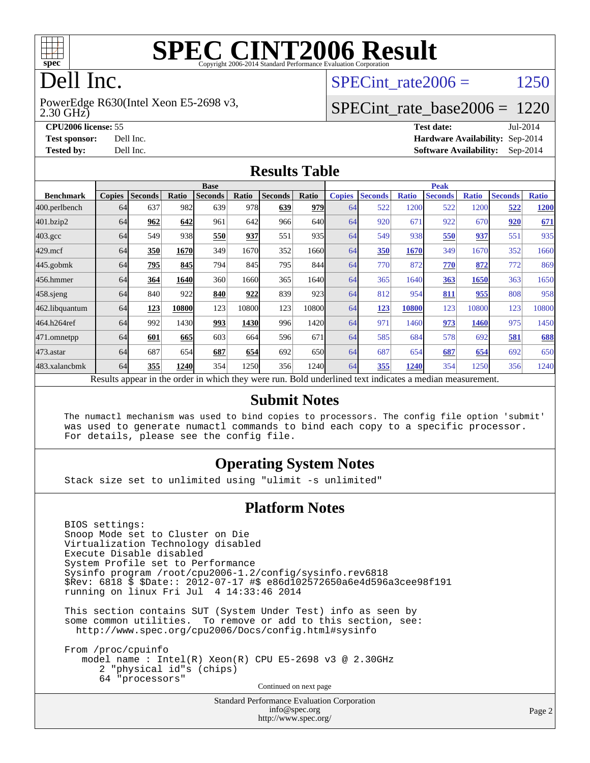# SPEC CINT2006 Result

Copyright 2006-2014 Standard Performance Evaluation Corporation

# Dell Inc.

PowerEdge R630(Intel Xeon E5-2698 v3, 2.30 GHz)

SPECint_rate2006 = 1250

SPECint_rate_base2006 = 1220

**CPU2006 license:** 55
**Test sponsor:** Dell Inc.
**Tested by:** Dell Inc.

**Test date:** Jul-2014
**Hardware Availability:** Sep-2014
**Software Availability:** Sep-2014

## Results Table

| | Base | | | | | | | Peak | | | | | | |
|---|---|---|---|---|---|---|---|---|---|---|---|---|---|---|
| **Benchmark** | **Copies** | **Seconds** | **Ratio** | **Seconds** | **Ratio** | **Seconds** | **Ratio** | **Copies** | **Seconds** | **Ratio** | **Seconds** | **Ratio** | **Seconds** | **Ratio** |
| 400.perlbench | 64 | 637 | 982 | 639 | 978 | **639** | **979** | 64 | 522 | 1200 | 522 | 1200 | **522** | **1200** |
| 401.bzip2 | 64 | **962** | **642** | 961 | 642 | 966 | 640 | 64 | 920 | 671 | 922 | 670 | **920** | **671** |
| 403.gcc | 64 | 549 | 938 | **550** | **937** | 551 | 935 | 64 | 549 | 938 | **550** | **937** | 551 | 935 |
| 429.mcf | 64 | **350** | **1670** | 349 | 1670 | 352 | 1660 | 64 | **350** | **1670** | 349 | 1670 | 352 | 1660 |
| 445.gobmk | 64 | **795** | **845** | 794 | 845 | 795 | 844 | 64 | 770 | 872 | **770** | **872** | 772 | 869 |
| 456.hmmer | 64 | **364** | **1640** | 360 | 1660 | 365 | 1640 | 64 | 365 | 1640 | **363** | **1650** | 363 | 1650 |
| 458.sjeng | 64 | 840 | 922 | **840** | **922** | 839 | 923 | 64 | 812 | 954 | **811** | **955** | 808 | 958 |
| 462.libquantum | 64 | **123** | **10800** | 123 | 10800 | 123 | 10800 | 64 | **123** | **10800** | 123 | 10800 | 123 | 10800 |
| 464.h264ref | 64 | 992 | 1430 | **993** | **1430** | 996 | 1420 | 64 | 971 | 1460 | **973** | **1460** | 975 | 1450 |
| 471.omnetpp | 64 | **601** | **665** | 603 | 664 | 596 | 671 | 64 | 585 | 684 | 578 | 692 | **581** | **688** |
| 473.astar | 64 | 687 | 654 | **687** | **654** | 692 | 650 | 64 | 687 | 654 | **687** | **654** | 692 | 650 |
| 483.xalancbmk | 64 | **355** | **1240** | 354 | 1250 | 356 | 1240 | 64 | **355** | **1240** | 354 | 1250 | 356 | 1240 |

Results appear in the order in which they were run. Bold underlined text indicates a median measurement.

## Submit Notes

```
The numactl mechanism was used to bind copies to processors. The config file option 'submit'
was used to generate numactl commands to bind each copy to a specific processor.
For details, please see the config file.
```

## Operating System Notes

```
Stack size set to unlimited using "ulimit -s unlimited"
```

## Platform Notes

```
BIOS settings:
Snoop Mode set to Cluster on Die
Virtualization Technology disabled
Execute Disable disabled
System Profile set to Performance
Sysinfo program /root/cpu2006-1.2/config/sysinfo.rev6818
$Rev: 6818 $ $Date:: 2012-07-17 #$ e86d102572650a6e4d596a3cee98f191
running on linux Fri Jul  4 14:33:46 2014

This section contains SUT (System Under Test) info as seen by
some common utilities.  To remove or add to this section, see:
  http://www.spec.org/cpu2006/Docs/config.html#sysinfo

From /proc/cpuinfo
   model name : Intel(R) Xeon(R) CPU E5-2698 v3 @ 2.30GHz
      2 "physical id"s (chips)
      64 "processors"
```

Continued on next page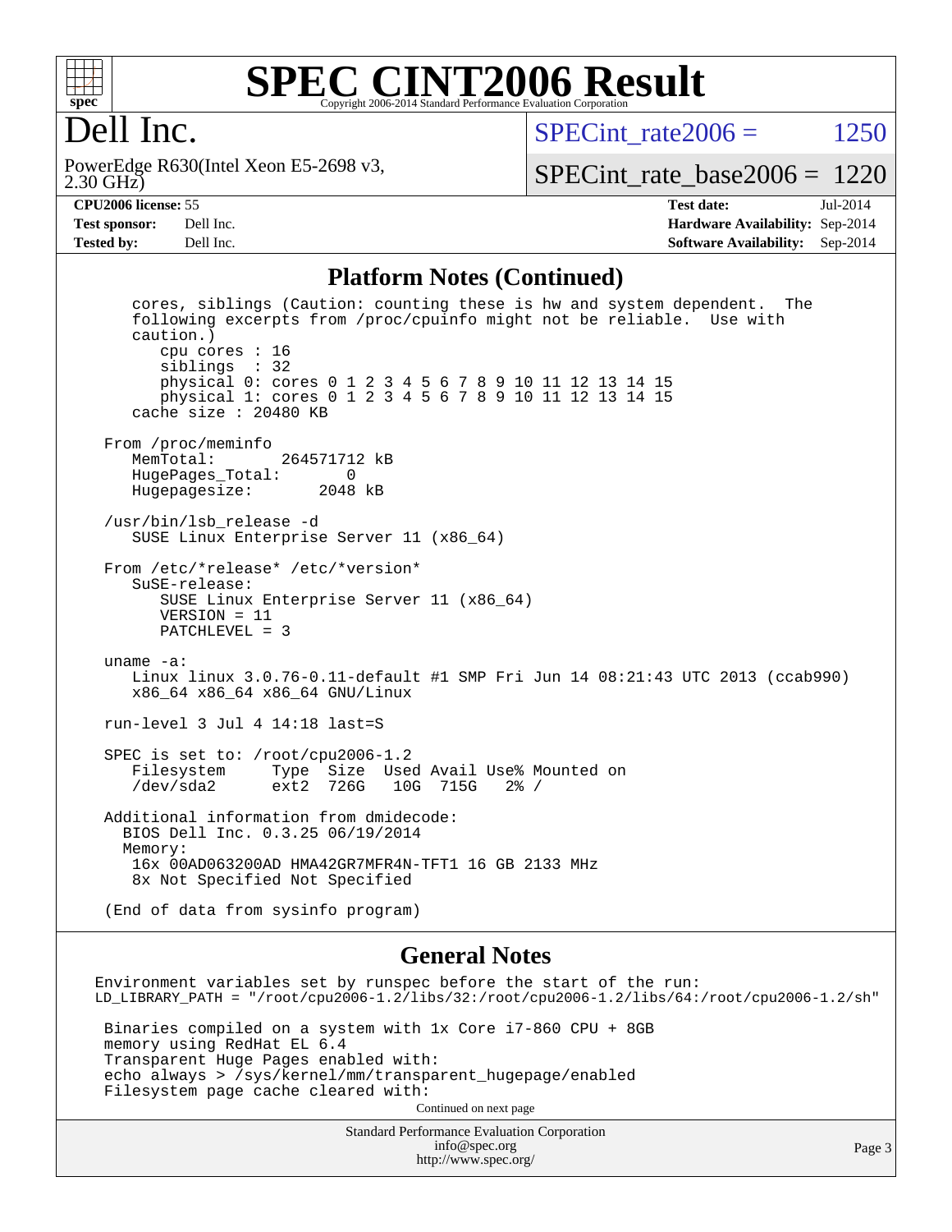# SPEC CINT2006 Result

## Dell Inc.

PowerEdge R630(Intel Xeon E5-2698 v3, 2.30 GHz)

SPECint_rate2006 = 1250

SPECint_rate_base2006 = 1220

**CPU2006 license:** 55
**Test sponsor:** Dell Inc.
**Tested by:** Dell Inc.

**Test date:** Jul-2014
**Hardware Availability:** Sep-2014
**Software Availability:** Sep-2014

### Platform Notes (Continued)

```
    cores, siblings (Caution: counting these is hw and system dependent.  The
    following excerpts from /proc/cpuinfo might not be reliable.  Use with
    caution.)
       cpu cores : 16
       siblings  : 32
       physical 0: cores 0 1 2 3 4 5 6 7 8 9 10 11 12 13 14 15
       physical 1: cores 0 1 2 3 4 5 6 7 8 9 10 11 12 13 14 15
    cache size : 20480 KB

 From /proc/meminfo
    MemTotal:       264571712 kB
    HugePages_Total:       0
    Hugepagesize:       2048 kB

 /usr/bin/lsb_release -d
    SUSE Linux Enterprise Server 11 (x86_64)

 From /etc/*release* /etc/*version*
    SuSE-release:
       SUSE Linux Enterprise Server 11 (x86_64)
       VERSION = 11
       PATCHLEVEL = 3

 uname -a:
    Linux linux 3.0.76-0.11-default #1 SMP Fri Jun 14 08:21:43 UTC 2013 (ccab990)
    x86_64 x86_64 x86_64 GNU/Linux

 run-level 3 Jul 4 14:18 last=S

 SPEC is set to: /root/cpu2006-1.2
    Filesystem     Type  Size  Used Avail Use% Mounted on
    /dev/sda2      ext2  726G   10G  715G   2% /

 Additional information from dmidecode:
   BIOS Dell Inc. 0.3.25 06/19/2014
   Memory:
    16x 00AD063200AD HMA42GR7MFR4N-TFT1 16 GB 2133 MHz
    8x Not Specified Not Specified

 (End of data from sysinfo program)
```

### General Notes

```
Environment variables set by runspec before the start of the run:
LD_LIBRARY_PATH = "/root/cpu2006-1.2/libs/32:/root/cpu2006-1.2/libs/64:/root/cpu2006-1.2/sh"

 Binaries compiled on a system with 1x Core i7-860 CPU + 8GB
 memory using RedHat EL 6.4
 Transparent Huge Pages enabled with:
 echo always > /sys/kernel/mm/transparent_hugepage/enabled
 Filesystem page cache cleared with:
```

Continued on next page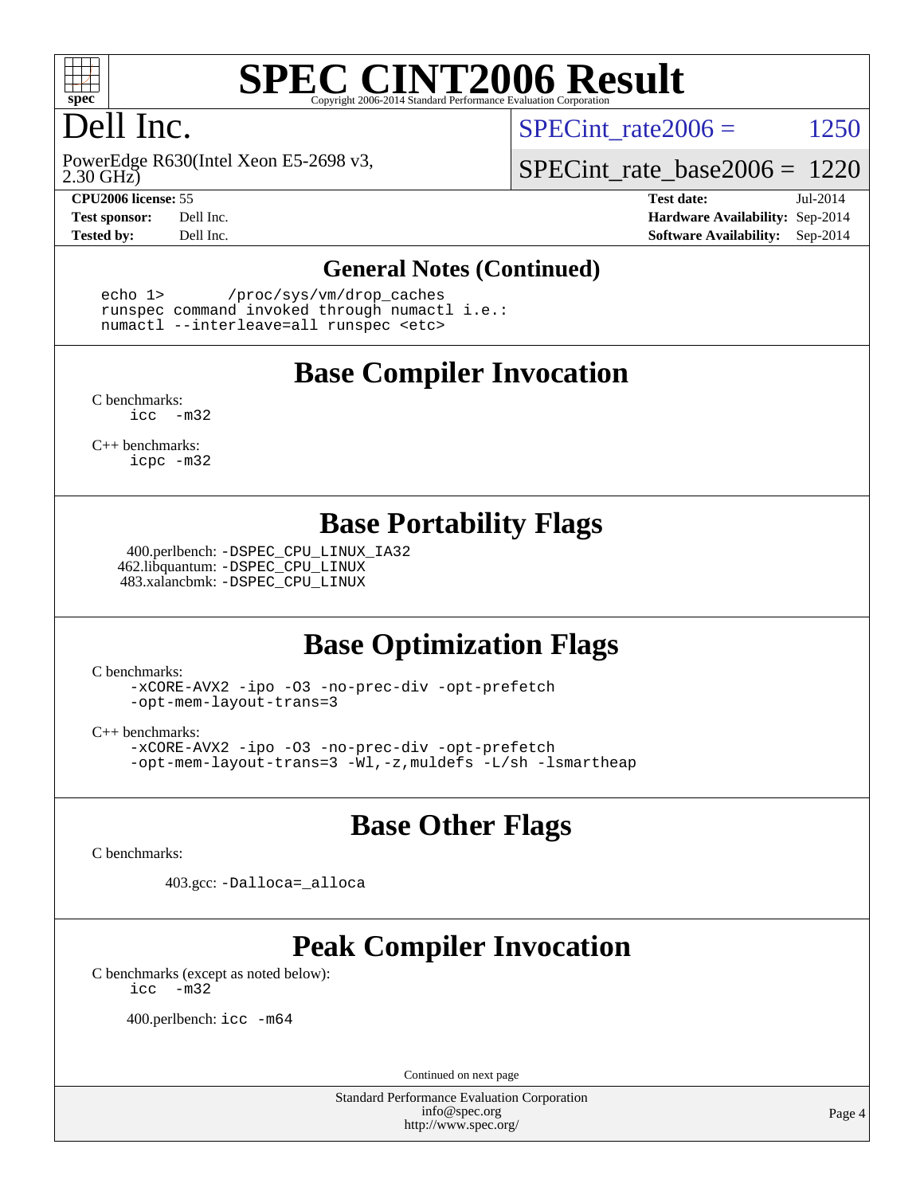# SPEC CINT2006 Result

Copyright 2006-2014 Standard Performance Evaluation Corporation

## Dell Inc.

PowerEdge R630(Intel Xeon E5-2698 v3, 2.30 GHz)

SPECint_rate2006 = 1250

SPECint_rate_base2006 = 1220

| | | | |
|---|---|---|---|
| **CPU2006 license:** 55 | | **Test date:** | Jul-2014 |
| **Test sponsor:** | Dell Inc. | **Hardware Availability:** | Sep-2014 |
| **Tested by:** | Dell Inc. | **Software Availability:** | Sep-2014 |

### General Notes (Continued)

```
echo 1>       /proc/sys/vm/drop_caches
runspec command invoked through numactl i.e.:
numactl --interleave=all runspec <etc>
```

## Base Compiler Invocation

C benchmarks:
```
icc  -m32
```

C++ benchmarks:
```
icpc -m32
```

## Base Portability Flags

400.perlbench: `-DSPEC_CPU_LINUX_IA32`
462.libquantum: `-DSPEC_CPU_LINUX`
483.xalancbmk: `-DSPEC_CPU_LINUX`

## Base Optimization Flags

C benchmarks:
```
-xCORE-AVX2 -ipo -O3 -no-prec-div -opt-prefetch
-opt-mem-layout-trans=3
```

C++ benchmarks:
```
-xCORE-AVX2 -ipo -O3 -no-prec-div -opt-prefetch
-opt-mem-layout-trans=3 -Wl,-z,muldefs -L/sh -lsmartheap
```

## Base Other Flags

C benchmarks:

403.gcc: `-Dalloca=_alloca`

## Peak Compiler Invocation

C benchmarks (except as noted below):
```
icc  -m32
```

400.perlbench: `icc -m64`

Continued on next page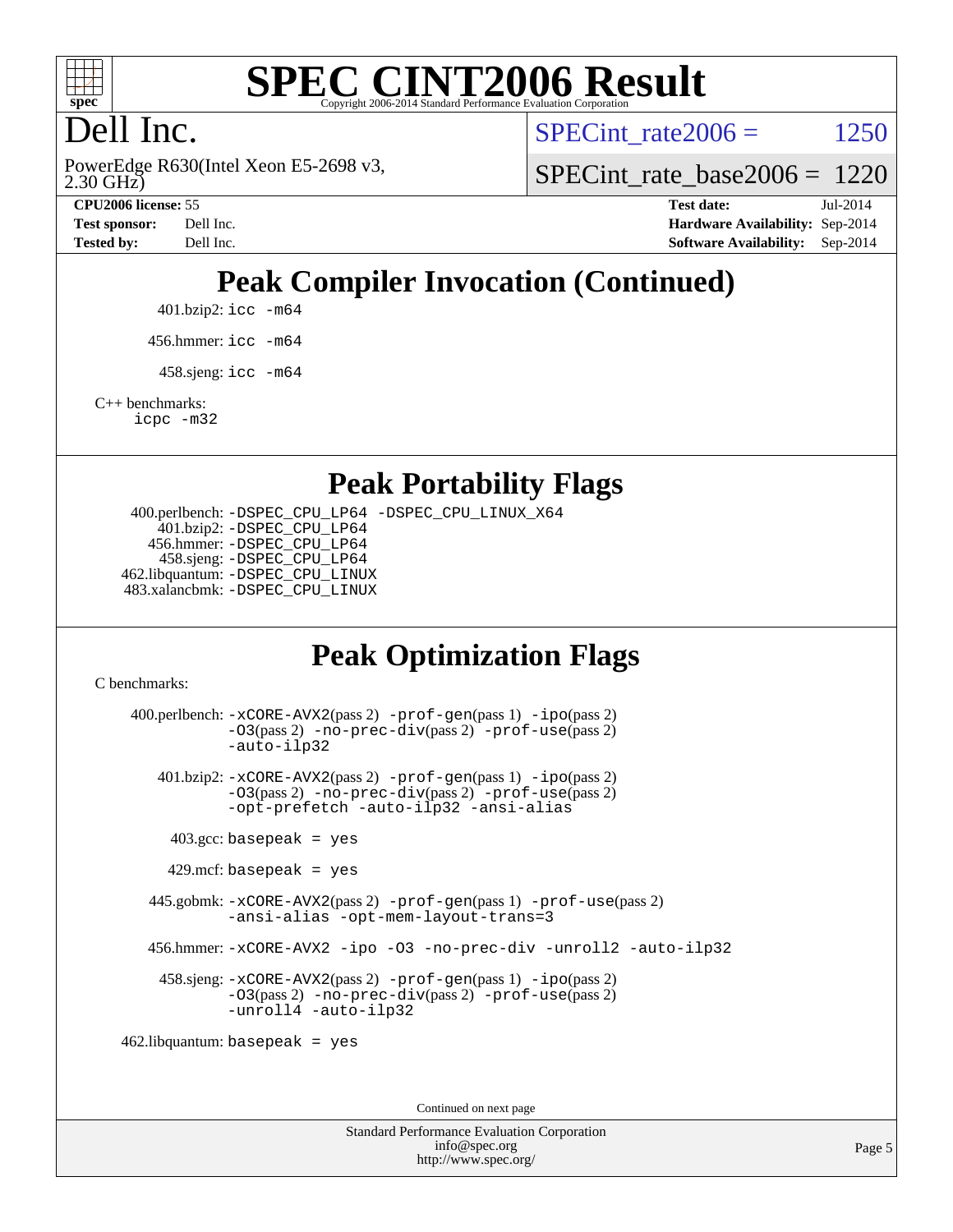# Peak Compiler Invocation (Continued)

401.bzip2: icc -m64

456.hmmer: icc -m64

458.sjeng: icc -m64

C++ benchmarks:
icpc -m32

# Peak Portability Flags

400.perlbench: -DSPEC_CPU_LP64 -DSPEC_CPU_LINUX_X64
401.bzip2: -DSPEC_CPU_LP64
456.hmmer: -DSPEC_CPU_LP64
458.sjeng: -DSPEC_CPU_LP64
462.libquantum: -DSPEC_CPU_LINUX
483.xalancbmk: -DSPEC_CPU_LINUX

# Peak Optimization Flags

C benchmarks:

400.perlbench: -xCORE-AVX2(pass 2) -prof-gen(pass 1) -ipo(pass 2) -O3(pass 2) -no-prec-div(pass 2) -prof-use(pass 2) -auto-ilp32

401.bzip2: -xCORE-AVX2(pass 2) -prof-gen(pass 1) -ipo(pass 2) -O3(pass 2) -no-prec-div(pass 2) -prof-use(pass 2) -opt-prefetch -auto-ilp32 -ansi-alias

403.gcc: basepeak = yes

429.mcf: basepeak = yes

445.gobmk: -xCORE-AVX2(pass 2) -prof-gen(pass 1) -prof-use(pass 2) -ansi-alias -opt-mem-layout-trans=3

456.hmmer: -xCORE-AVX2 -ipo -O3 -no-prec-div -unroll2 -auto-ilp32

458.sjeng: -xCORE-AVX2(pass 2) -prof-gen(pass 1) -ipo(pass 2) -O3(pass 2) -no-prec-div(pass 2) -prof-use(pass 2) -unroll4 -auto-ilp32

462.libquantum: basepeak = yes

Continued on next page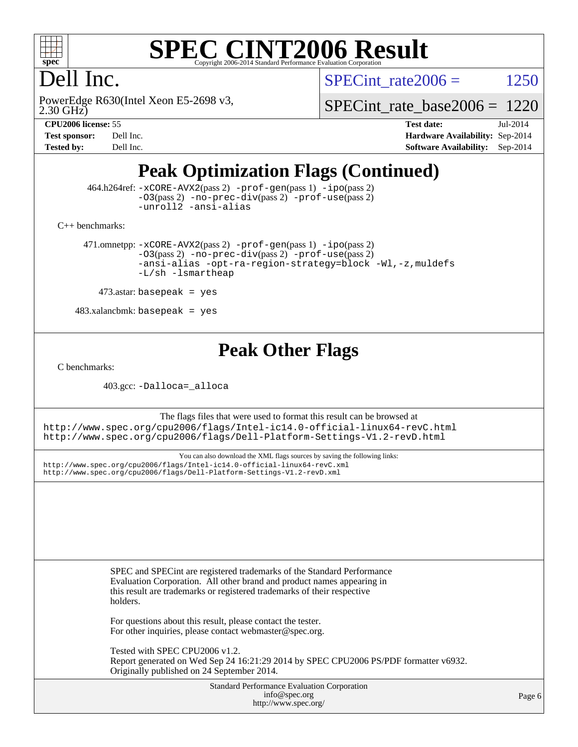# SPEC CINT2006 Result

Copyright 2006-2014 Standard Performance Evaluation Corporation

## Dell Inc.

PowerEdge R630(Intel Xeon E5-2698 v3, 2.30 GHz)

SPECint_rate2006 = 1250

SPECint_rate_base2006 = 1220

**CPU2006 license:** 55
**Test sponsor:** Dell Inc.
**Tested by:** Dell Inc.

**Test date:** Jul-2014
**Hardware Availability:** Sep-2014
**Software Availability:** Sep-2014

## Peak Optimization Flags (Continued)

464.h264ref: -xCORE-AVX2(pass 2) -prof-gen(pass 1) -ipo(pass 2) -O3(pass 2) -no-prec-div(pass 2) -prof-use(pass 2) -unroll2 -ansi-alias

C++ benchmarks:

471.omnetpp: -xCORE-AVX2(pass 2) -prof-gen(pass 1) -ipo(pass 2) -O3(pass 2) -no-prec-div(pass 2) -prof-use(pass 2) -ansi-alias -opt-ra-region-strategy=block -Wl,-z,muldefs -L/sh -lsmartheap

473.astar: basepeak = yes

483.xalancbmk: basepeak = yes

## Peak Other Flags

C benchmarks:

403.gcc: -Dalloca=_alloca

The flags files that were used to format this result can be browsed at
http://www.spec.org/cpu2006/flags/Intel-ic14.0-official-linux64-revC.html
http://www.spec.org/cpu2006/flags/Dell-Platform-Settings-V1.2-revD.html

You can also download the XML flags sources by saving the following links:
http://www.spec.org/cpu2006/flags/Intel-ic14.0-official-linux64-revC.xml
http://www.spec.org/cpu2006/flags/Dell-Platform-Settings-V1.2-revD.xml

SPEC and SPECint are registered trademarks of the Standard Performance Evaluation Corporation. All other brand and product names appearing in this result are trademarks or registered trademarks of their respective holders.

For questions about this result, please contact the tester.
For other inquiries, please contact webmaster@spec.org.

Tested with SPEC CPU2006 v1.2.
Report generated on Wed Sep 24 16:21:29 2014 by SPEC CPU2006 PS/PDF formatter v6932.
Originally published on 24 September 2014.

Standard Performance Evaluation Corporation
info@spec.org
http://www.spec.org/